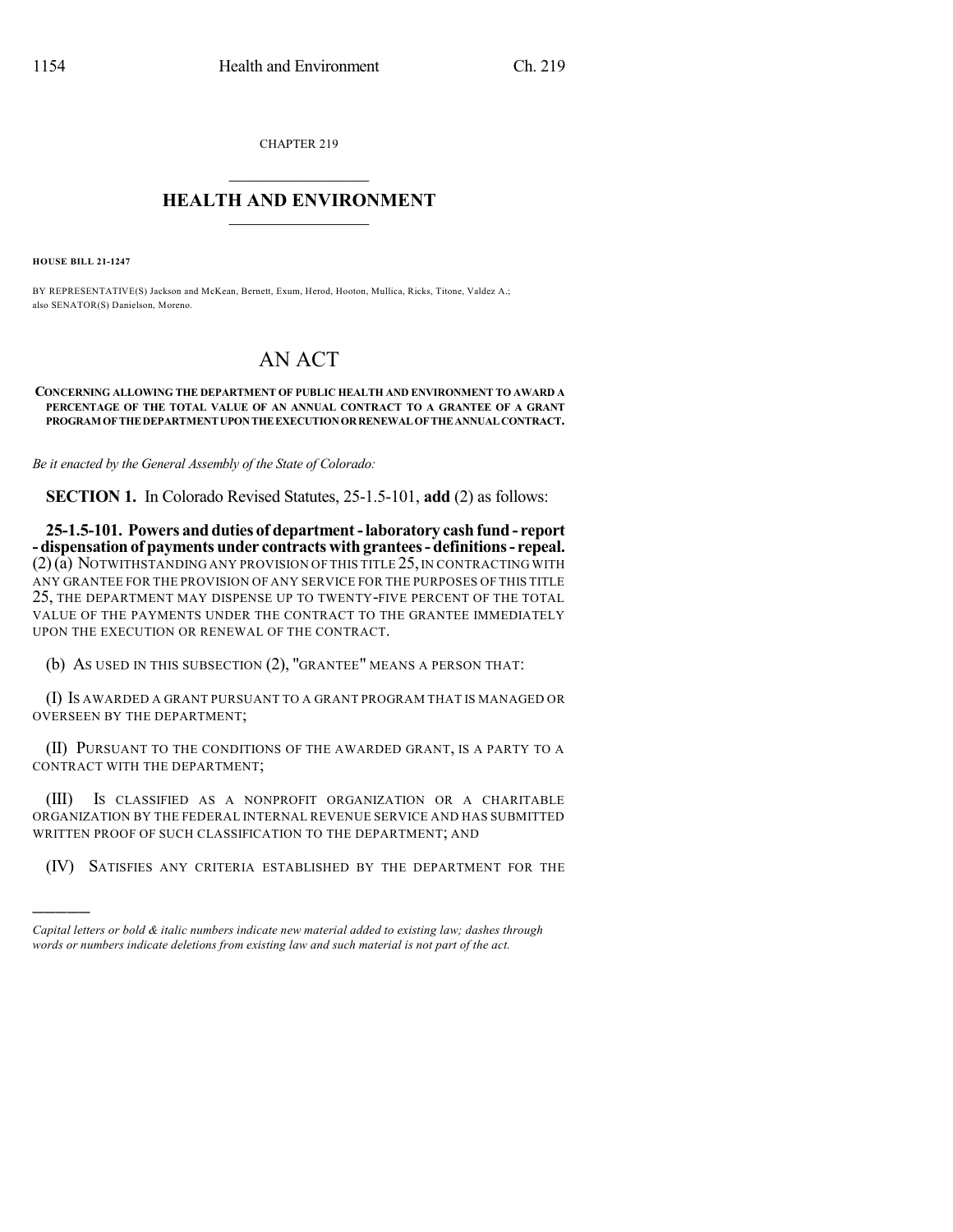CHAPTER 219

# HEALTH AND ENVIRONMENT

**HOUSE BILL 21-1247**

BY REPRESENTATIVE(S) Jackson and McKean, Bernett, Exum, Herod, Hooton, Mullica, Ricks, Titone, Valdez A.; also SENATOR(S) Danielson, Moreno.

# AN ACT

**CONCERNING ALLOWING THE DEPARTMENT OF PUBLIC HEALTH AND ENVIRONMENT TO AWARD A PERCENTAGE OF THE TOTAL VALUE OF AN ANNUAL CONTRACT TO A GRANTEE OF A GRANT PROGRAM OF THE DEPARTMENT UPON THE EXECUTION OR RENEWAL OF THE ANNUAL CONTRACT.**

*Be it enacted by the General Assembly of the State of Colorado:*

**SECTION 1.** In Colorado Revised Statutes, 25-1.5-101, **add** (2) as follows:

**25-1.5-101. Powers and duties of department - laboratory cash fund - report - dispensation of payments under contracts with grantees - definitions - repeal.** (2) (a) NOTWITHSTANDING ANY PROVISION OF THIS TITLE 25, IN CONTRACTING WITH ANY GRANTEE FOR THE PROVISION OF ANY SERVICE FOR THE PURPOSES OF THIS TITLE 25, THE DEPARTMENT MAY DISPENSE UP TO TWENTY-FIVE PERCENT OF THE TOTAL VALUE OF THE PAYMENTS UNDER THE CONTRACT TO THE GRANTEE IMMEDIATELY UPON THE EXECUTION OR RENEWAL OF THE CONTRACT.

(b) AS USED IN THIS SUBSECTION (2), "GRANTEE" MEANS A PERSON THAT:

(I) IS AWARDED A GRANT PURSUANT TO A GRANT PROGRAM THAT IS MANAGED OR OVERSEEN BY THE DEPARTMENT;

(II) PURSUANT TO THE CONDITIONS OF THE AWARDED GRANT, IS A PARTY TO A CONTRACT WITH THE DEPARTMENT;

(III) IS CLASSIFIED AS A NONPROFIT ORGANIZATION OR A CHARITABLE ORGANIZATION BY THE FEDERAL INTERNAL REVENUE SERVICE AND HAS SUBMITTED WRITTEN PROOF OF SUCH CLASSIFICATION TO THE DEPARTMENT; AND

(IV) SATISFIES ANY CRITERIA ESTABLISHED BY THE DEPARTMENT FOR THE

---

*Capital letters or bold & italic numbers indicate new material added to existing law; dashes through words or numbers indicate deletions from existing law and such material is not part of the act.*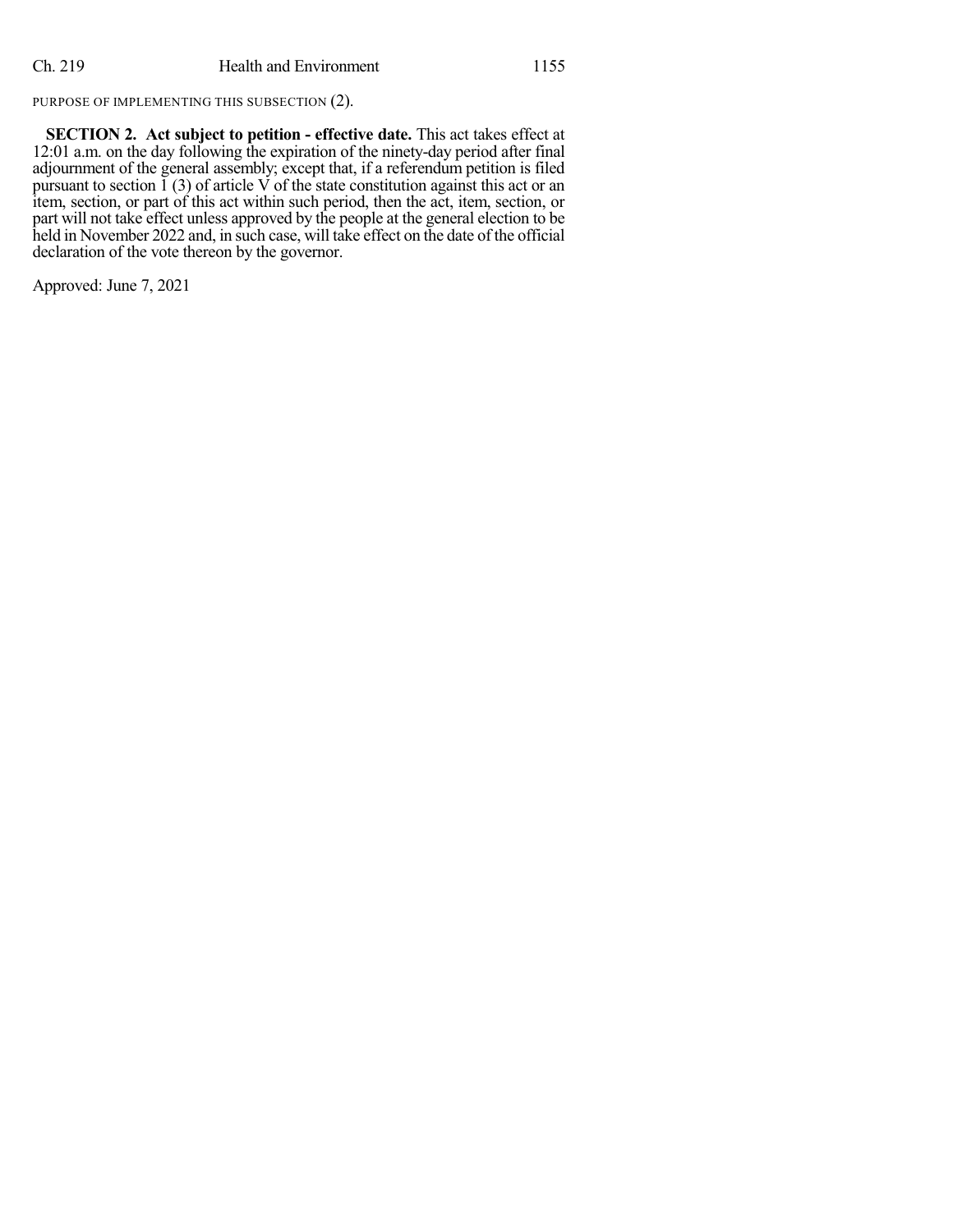PURPOSE OF IMPLEMENTING THIS SUBSECTION (2).

**SECTION 2. Act subject to petition - effective date.** This act takes effect at 12:01 a.m. on the day following the expiration of the ninety-day period after final adjournment of the general assembly; except that, if a referendum petition is filed pursuant to section 1 (3) of article V of the state constitution against this act or an item, section, or part of this act within such period, then the act, item, section, or part will not take effect unless approved by the people at the general election to be held in November 2022 and, in such case, will take effect on the date of the official declaration of the vote thereon by the governor.

Approved: June 7, 2021